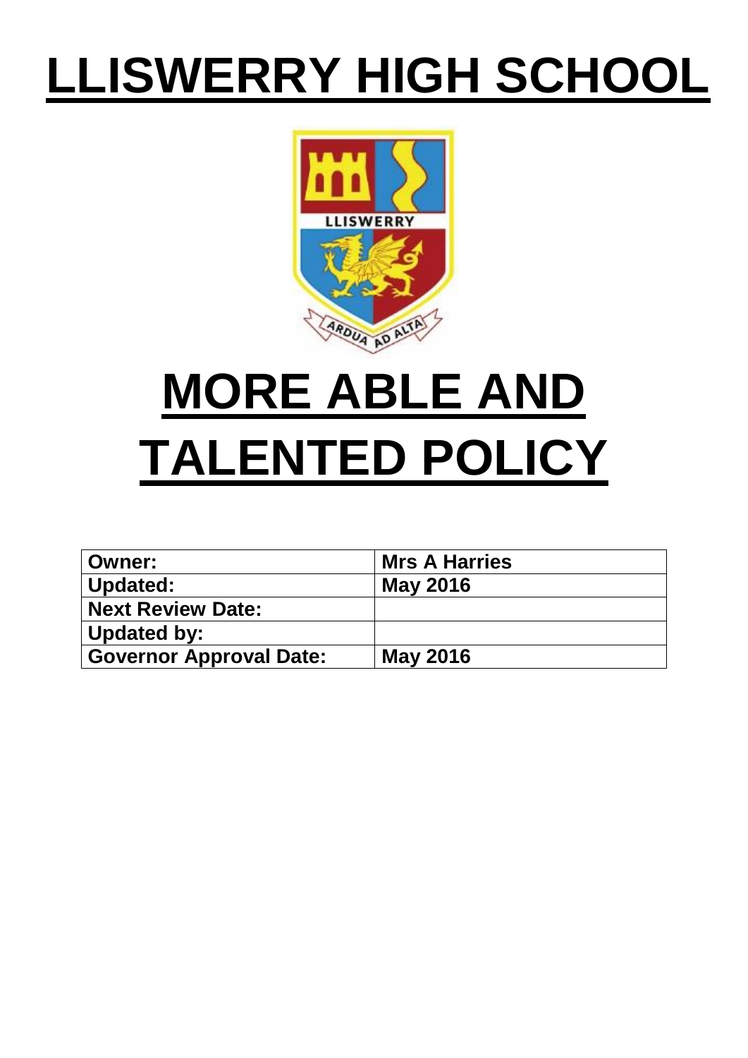# LLISWERRY HIGH SCHOOL

# MORE ABLE AND TALENTED POLICY

| Owner: | Mrs A Harries |
|---|---|
| Updated: | May 2016 |
| Next Review Date: | |
| Updated by: | |
| Governor Approval Date: | May 2016 |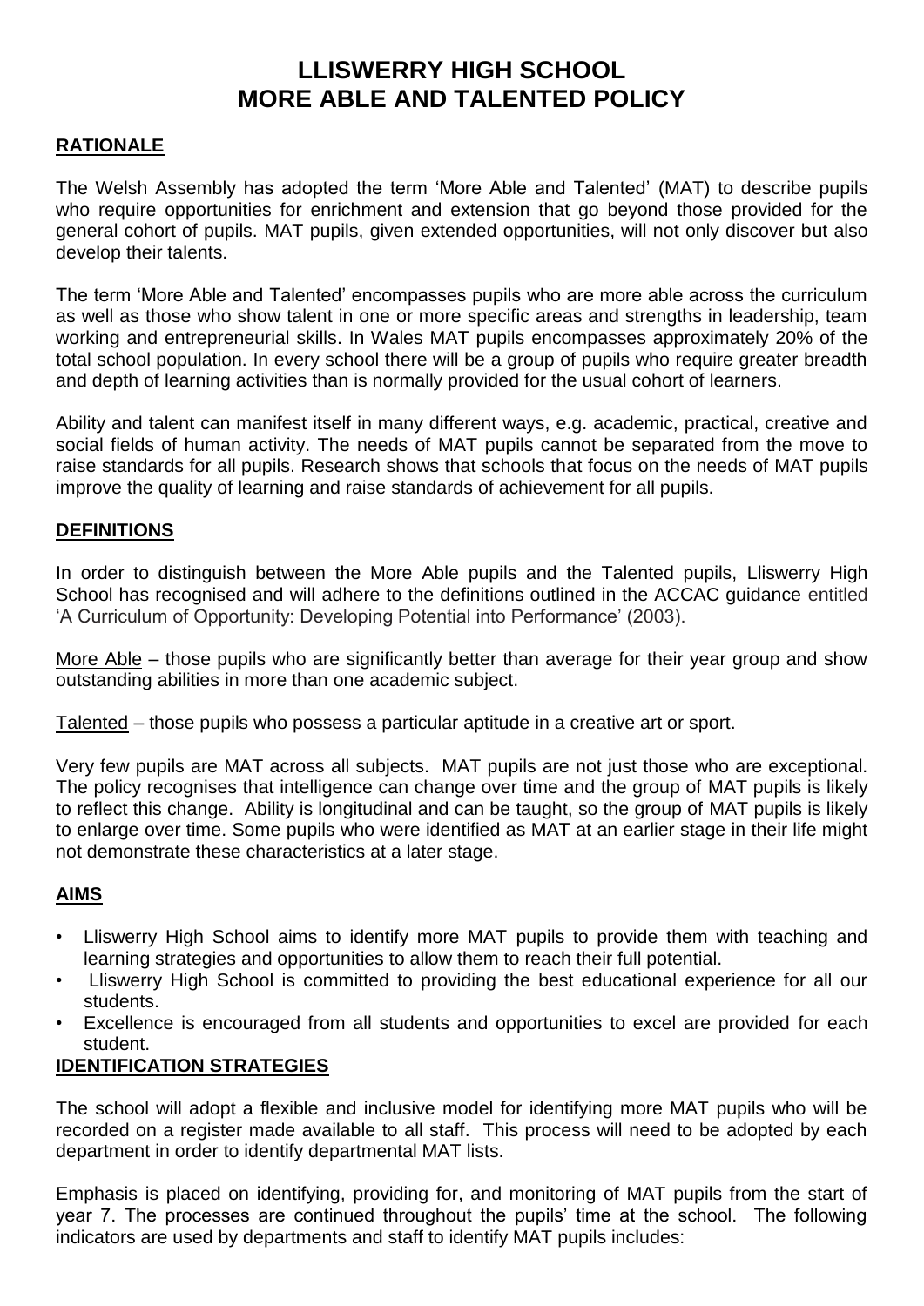# LLISWERRY HIGH SCHOOL
# MORE ABLE AND TALENTED POLICY

## RATIONALE

The Welsh Assembly has adopted the term 'More Able and Talented' (MAT) to describe pupils who require opportunities for enrichment and extension that go beyond those provided for the general cohort of pupils. MAT pupils, given extended opportunities, will not only discover but also develop their talents.

The term 'More Able and Talented' encompasses pupils who are more able across the curriculum as well as those who show talent in one or more specific areas and strengths in leadership, team working and entrepreneurial skills. In Wales MAT pupils encompasses approximately 20% of the total school population. In every school there will be a group of pupils who require greater breadth and depth of learning activities than is normally provided for the usual cohort of learners.

Ability and talent can manifest itself in many different ways, e.g. academic, practical, creative and social fields of human activity. The needs of MAT pupils cannot be separated from the move to raise standards for all pupils. Research shows that schools that focus on the needs of MAT pupils improve the quality of learning and raise standards of achievement for all pupils.

## DEFINITIONS

In order to distinguish between the More Able pupils and the Talented pupils, Lliswerry High School has recognised and will adhere to the definitions outlined in the ACCAC guidance entitled 'A Curriculum of Opportunity: Developing Potential into Performance' (2003).

More Able – those pupils who are significantly better than average for their year group and show outstanding abilities in more than one academic subject.

Talented – those pupils who possess a particular aptitude in a creative art or sport.

Very few pupils are MAT across all subjects. MAT pupils are not just those who are exceptional. The policy recognises that intelligence can change over time and the group of MAT pupils is likely to reflect this change. Ability is longitudinal and can be taught, so the group of MAT pupils is likely to enlarge over time. Some pupils who were identified as MAT at an earlier stage in their life might not demonstrate these characteristics at a later stage.

## AIMS

- Lliswerry High School aims to identify more MAT pupils to provide them with teaching and learning strategies and opportunities to allow them to reach their full potential.
- Lliswerry High School is committed to providing the best educational experience for all our students.
- Excellence is encouraged from all students and opportunities to excel are provided for each student.

## IDENTIFICATION STRATEGIES

The school will adopt a flexible and inclusive model for identifying more MAT pupils who will be recorded on a register made available to all staff. This process will need to be adopted by each department in order to identify departmental MAT lists.

Emphasis is placed on identifying, providing for, and monitoring of MAT pupils from the start of year 7. The processes are continued throughout the pupils' time at the school. The following indicators are used by departments and staff to identify MAT pupils includes: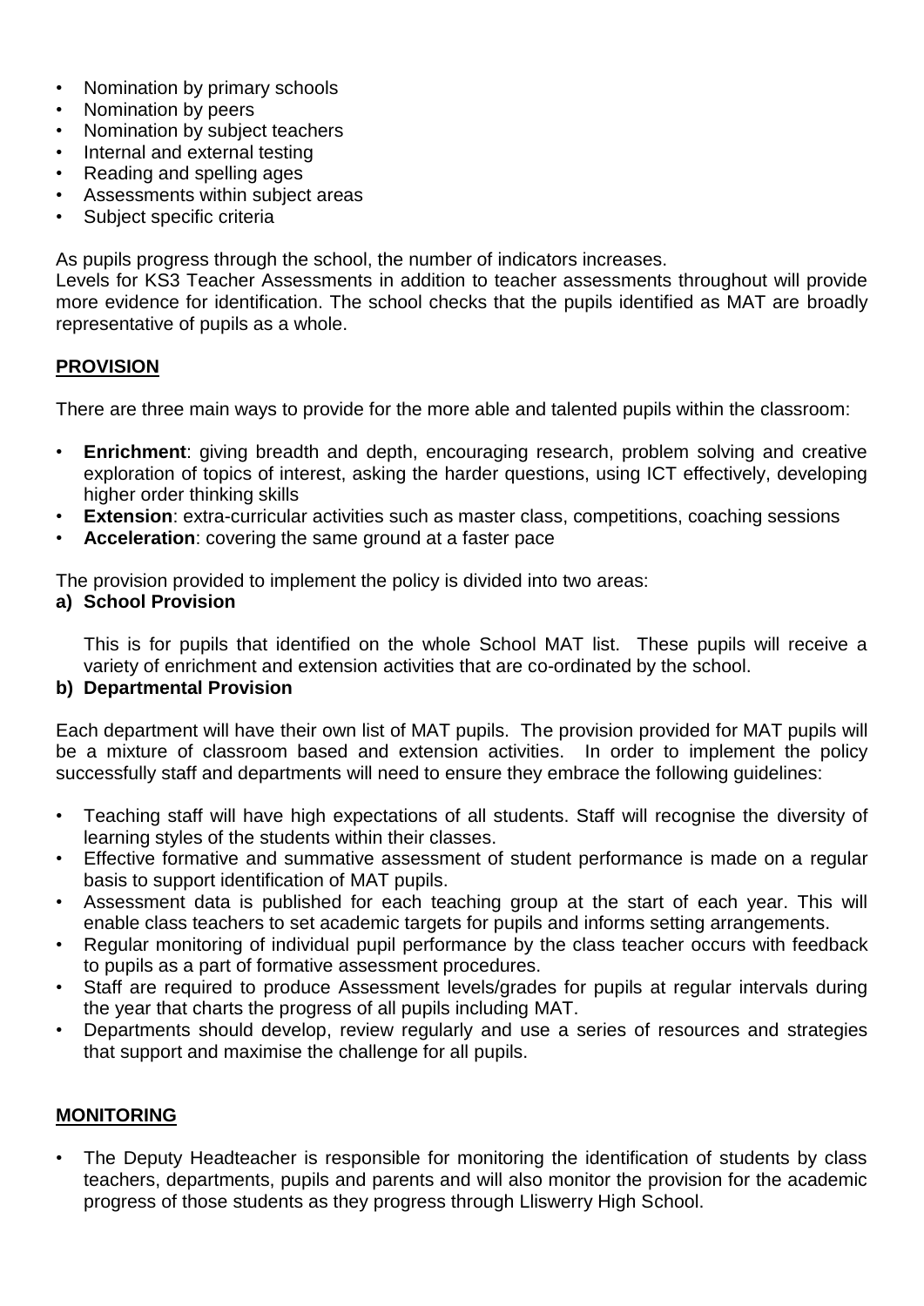- Nomination by primary schools
- Nomination by peers
- Nomination by subject teachers
- Internal and external testing
- Reading and spelling ages
- Assessments within subject areas
- Subject specific criteria

As pupils progress through the school, the number of indicators increases.
Levels for KS3 Teacher Assessments in addition to teacher assessments throughout will provide more evidence for identification. The school checks that the pupils identified as MAT are broadly representative of pupils as a whole.

## PROVISION

There are three main ways to provide for the more able and talented pupils within the classroom:

- **Enrichment**: giving breadth and depth, encouraging research, problem solving and creative exploration of topics of interest, asking the harder questions, using ICT effectively, developing higher order thinking skills
- **Extension**: extra-curricular activities such as master class, competitions, coaching sessions
- **Acceleration**: covering the same ground at a faster pace

The provision provided to implement the policy is divided into two areas:

**a) School Provision**

This is for pupils that identified on the whole School MAT list. These pupils will receive a variety of enrichment and extension activities that are co-ordinated by the school.

**b) Departmental Provision**

Each department will have their own list of MAT pupils. The provision provided for MAT pupils will be a mixture of classroom based and extension activities. In order to implement the policy successfully staff and departments will need to ensure they embrace the following guidelines:

- Teaching staff will have high expectations of all students. Staff will recognise the diversity of learning styles of the students within their classes.
- Effective formative and summative assessment of student performance is made on a regular basis to support identification of MAT pupils.
- Assessment data is published for each teaching group at the start of each year. This will enable class teachers to set academic targets for pupils and informs setting arrangements.
- Regular monitoring of individual pupil performance by the class teacher occurs with feedback to pupils as a part of formative assessment procedures.
- Staff are required to produce Assessment levels/grades for pupils at regular intervals during the year that charts the progress of all pupils including MAT.
- Departments should develop, review regularly and use a series of resources and strategies that support and maximise the challenge for all pupils.

## MONITORING

- The Deputy Headteacher is responsible for monitoring the identification of students by class teachers, departments, pupils and parents and will also monitor the provision for the academic progress of those students as they progress through Lliswerry High School.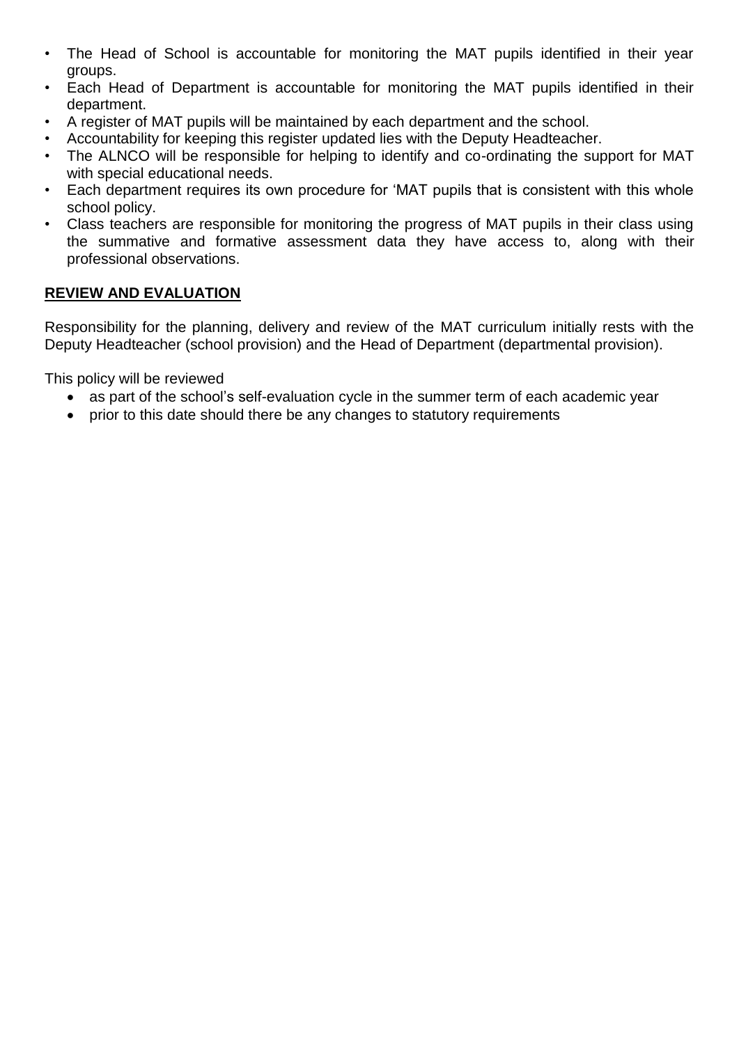- The Head of School is accountable for monitoring the MAT pupils identified in their year groups.
- Each Head of Department is accountable for monitoring the MAT pupils identified in their department.
- A register of MAT pupils will be maintained by each department and the school.
- Accountability for keeping this register updated lies with the Deputy Headteacher.
- The ALNCO will be responsible for helping to identify and co-ordinating the support for MAT with special educational needs.
- Each department requires its own procedure for 'MAT pupils that is consistent with this whole school policy.
- Class teachers are responsible for monitoring the progress of MAT pupils in their class using the summative and formative assessment data they have access to, along with their professional observations.

## REVIEW AND EVALUATION

Responsibility for the planning, delivery and review of the MAT curriculum initially rests with the Deputy Headteacher (school provision) and the Head of Department (departmental provision).

This policy will be reviewed

- as part of the school's self-evaluation cycle in the summer term of each academic year
- prior to this date should there be any changes to statutory requirements